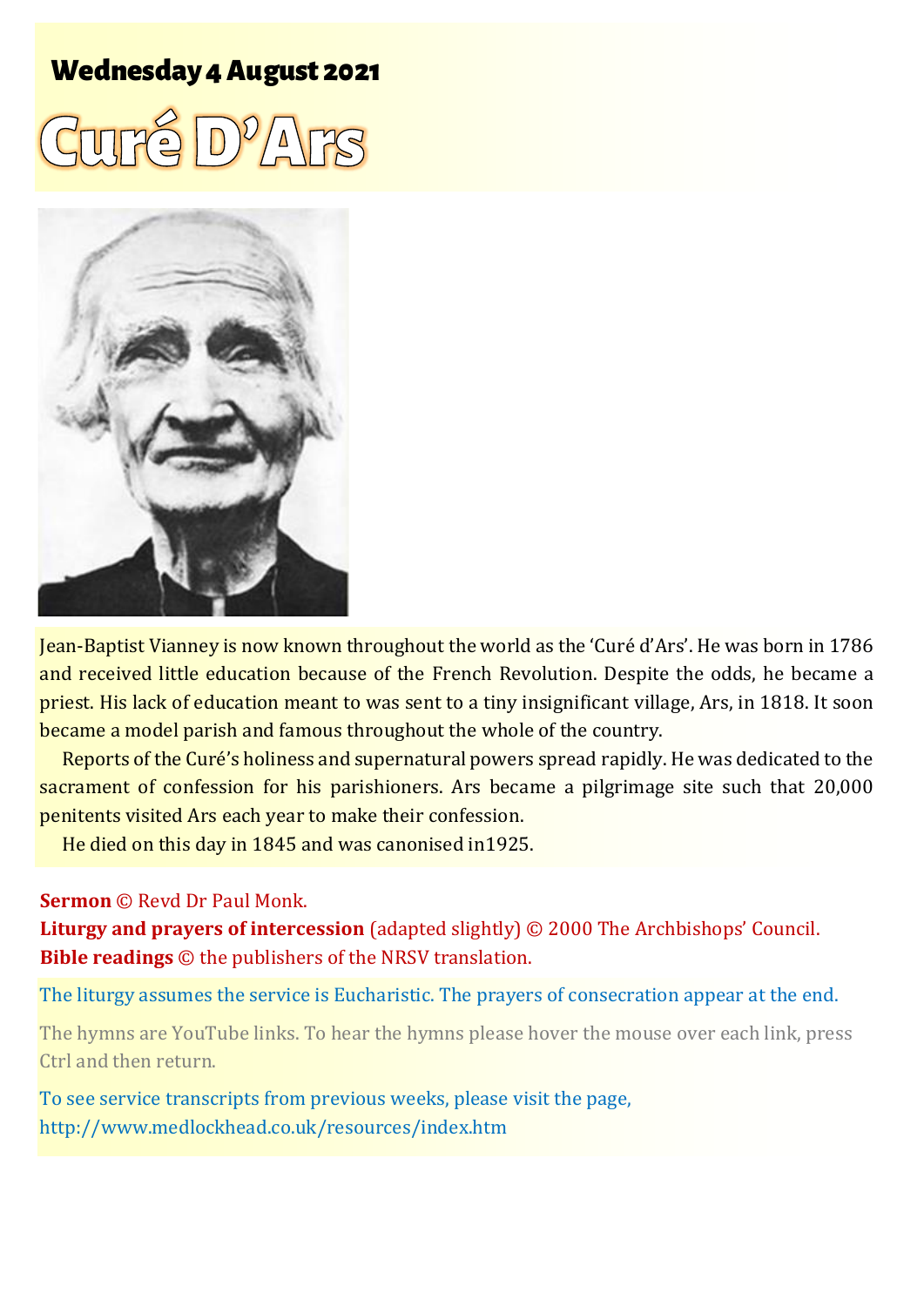## Wednesday 4 August 2021

# Curé D'Ars

Jean-Baptist Vianney is now known throughout the world as the 'Curé d'Ars'. He was born in 1786 and received little education because of the French Revolution. Despite the odds, he became a priest. His lack of education meant to was sent to a tiny insignificant village, Ars, in 1818. It soon became a model parish and famous throughout the whole of the country.

Reports of the Curé's holiness and supernatural powers spread rapidly. He was dedicated to the sacrament of confession for his parishioners. Ars became a pilgrimage site such that 20,000 penitents visited Ars each year to make their confession.

He died on this day in 1845 and was canonised in1925.

**Sermon** © Revd Dr Paul Monk.
**Liturgy and prayers of intercession** (adapted slightly) © 2000 The Archbishops' Council.
**Bible readings** © the publishers of the NRSV translation.

The liturgy assumes the service is Eucharistic. The prayers of consecration appear at the end.

The hymns are YouTube links. To hear the hymns please hover the mouse over each link, press Ctrl and then return.

To see service transcripts from previous weeks, please visit the page,
http://www.medlockhead.co.uk/resources/index.htm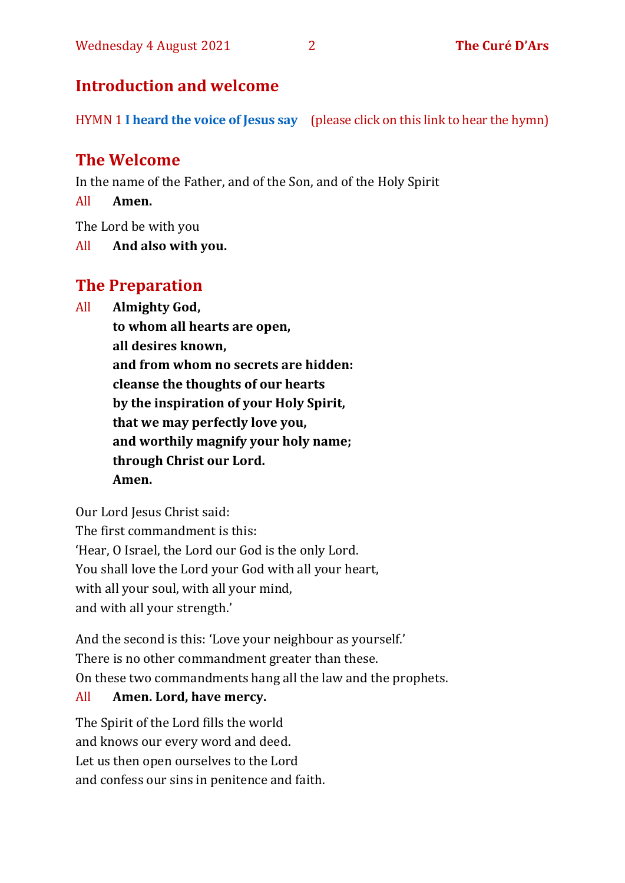## Introduction and welcome

HYMN 1 **I heard the voice of Jesus say** (please click on this link to hear the hymn)

## The Welcome

In the name of the Father, and of the Son, and of the Holy Spirit

All **Amen.**

The Lord be with you

All **And also with you.**

## The Preparation

All **Almighty God,**
**to whom all hearts are open,**
**all desires known,**
**and from whom no secrets are hidden:**
**cleanse the thoughts of our hearts**
**by the inspiration of your Holy Spirit,**
**that we may perfectly love you,**
**and worthily magnify your holy name;**
**through Christ our Lord.**
**Amen.**

Our Lord Jesus Christ said:
The first commandment is this:
'Hear, O Israel, the Lord our God is the only Lord.
You shall love the Lord your God with all your heart,
with all your soul, with all your mind,
and with all your strength.'

And the second is this: 'Love your neighbour as yourself.'
There is no other commandment greater than these.
On these two commandments hang all the law and the prophets.

All **Amen. Lord, have mercy.**

The Spirit of the Lord fills the world
and knows our every word and deed.
Let us then open ourselves to the Lord
and confess our sins in penitence and faith.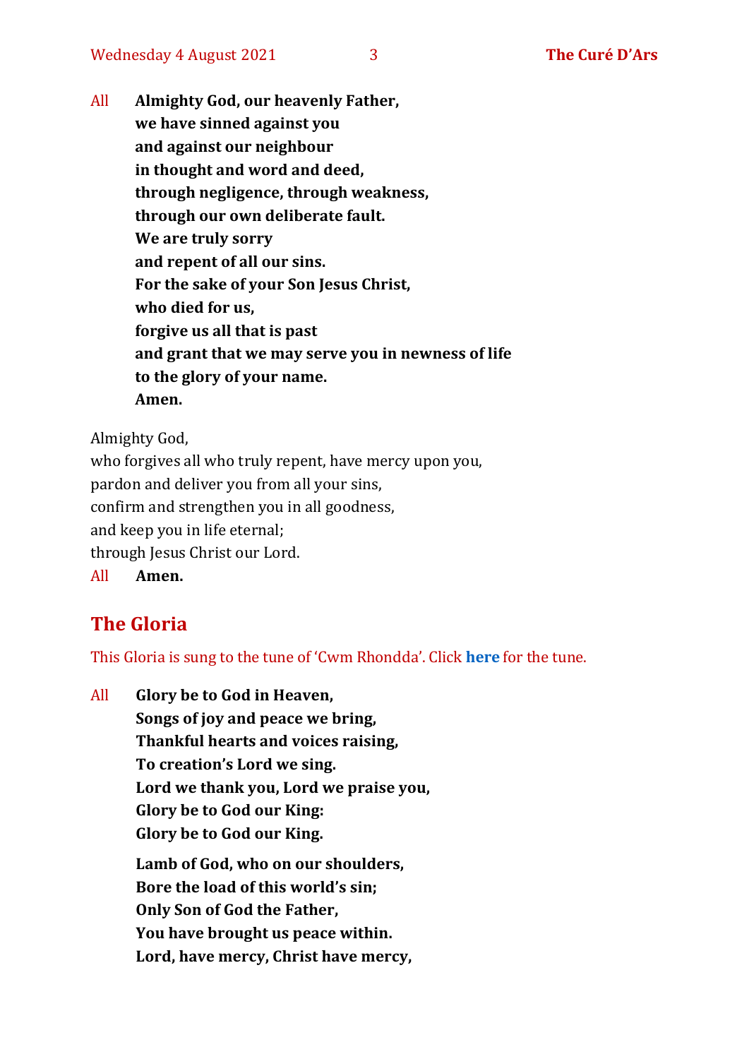All **Almighty God, our heavenly Father,**
**we have sinned against you**
**and against our neighbour**
**in thought and word and deed,**
**through negligence, through weakness,**
**through our own deliberate fault.**
**We are truly sorry**
**and repent of all our sins.**
**For the sake of your Son Jesus Christ,**
**who died for us,**
**forgive us all that is past**
**and grant that we may serve you in newness of life**
**to the glory of your name.**
**Amen.**

Almighty God,
who forgives all who truly repent, have mercy upon you,
pardon and deliver you from all your sins,
confirm and strengthen you in all goodness,
and keep you in life eternal;
through Jesus Christ our Lord.
All **Amen.**

## The Gloria

This Gloria is sung to the tune of 'Cwm Rhondda'. Click **here** for the tune.

All **Glory be to God in Heaven,**
**Songs of joy and peace we bring,**
**Thankful hearts and voices raising,**
**To creation's Lord we sing.**
**Lord we thank you, Lord we praise you,**
**Glory be to God our King:**
**Glory be to God our King.**

**Lamb of God, who on our shoulders,**
**Bore the load of this world's sin;**
**Only Son of God the Father,**
**You have brought us peace within.**
**Lord, have mercy, Christ have mercy,**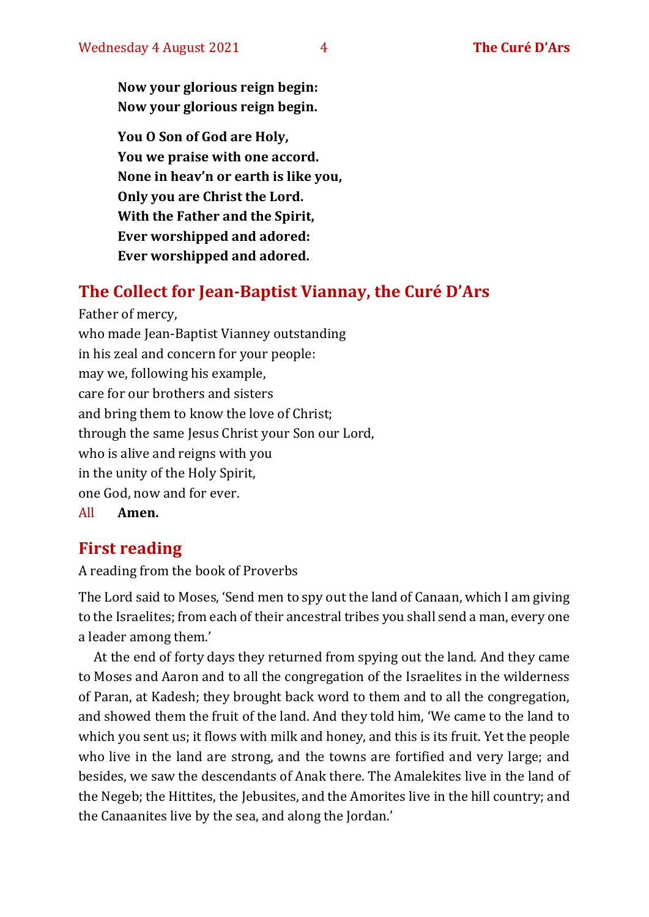**Now your glorious reign begin:**
**Now your glorious reign begin.**

**You O Son of God are Holy,**
**You we praise with one accord.**
**None in heav'n or earth is like you,**
**Only you are Christ the Lord.**
**With the Father and the Spirit,**
**Ever worshipped and adored:**
**Ever worshipped and adored.**

## The Collect for Jean-Baptist Viannay, the Curé D'Ars

Father of mercy,
who made Jean-Baptist Vianney outstanding
in his zeal and concern for your people:
may we, following his example,
care for our brothers and sisters
and bring them to know the love of Christ;
through the same Jesus Christ your Son our Lord,
who is alive and reigns with you
in the unity of the Holy Spirit,
one God, now and for ever.

All **Amen.**

## First reading

A reading from the book of Proverbs

The Lord said to Moses, 'Send men to spy out the land of Canaan, which I am giving to the Israelites; from each of their ancestral tribes you shall send a man, every one a leader among them.'

At the end of forty days they returned from spying out the land. And they came to Moses and Aaron and to all the congregation of the Israelites in the wilderness of Paran, at Kadesh; they brought back word to them and to all the congregation, and showed them the fruit of the land. And they told him, 'We came to the land to which you sent us; it flows with milk and honey, and this is its fruit. Yet the people who live in the land are strong, and the towns are fortified and very large; and besides, we saw the descendants of Anak there. The Amalekites live in the land of the Negeb; the Hittites, the Jebusites, and the Amorites live in the hill country; and the Canaanites live by the sea, and along the Jordan.'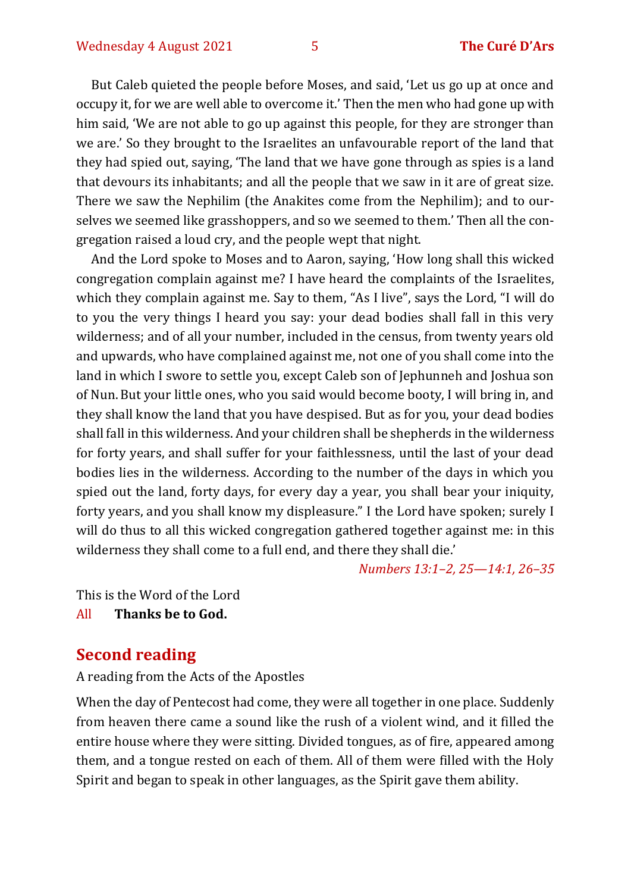But Caleb quieted the people before Moses, and said, 'Let us go up at once and occupy it, for we are well able to overcome it.' Then the men who had gone up with him said, 'We are not able to go up against this people, for they are stronger than we are.' So they brought to the Israelites an unfavourable report of the land that they had spied out, saying, 'The land that we have gone through as spies is a land that devours its inhabitants; and all the people that we saw in it are of great size. There we saw the Nephilim (the Anakites come from the Nephilim); and to ourselves we seemed like grasshoppers, and so we seemed to them.' Then all the congregation raised a loud cry, and the people wept that night.

And the Lord spoke to Moses and to Aaron, saying, 'How long shall this wicked congregation complain against me? I have heard the complaints of the Israelites, which they complain against me. Say to them, "As I live", says the Lord, "I will do to you the very things I heard you say: your dead bodies shall fall in this very wilderness; and of all your number, included in the census, from twenty years old and upwards, who have complained against me, not one of you shall come into the land in which I swore to settle you, except Caleb son of Jephunneh and Joshua son of Nun. But your little ones, who you said would become booty, I will bring in, and they shall know the land that you have despised. But as for you, your dead bodies shall fall in this wilderness. And your children shall be shepherds in the wilderness for forty years, and shall suffer for your faithlessness, until the last of your dead bodies lies in the wilderness. According to the number of the days in which you spied out the land, forty days, for every day a year, you shall bear your iniquity, forty years, and you shall know my displeasure." I the Lord have spoken; surely I will do thus to all this wicked congregation gathered together against me: in this wilderness they shall come to a full end, and there they shall die.'

*Numbers 13:1–2, 25—14:1, 26–35*

This is the Word of the Lord
All **Thanks be to God.**

## Second reading

A reading from the Acts of the Apostles

When the day of Pentecost had come, they were all together in one place. Suddenly from heaven there came a sound like the rush of a violent wind, and it filled the entire house where they were sitting. Divided tongues, as of fire, appeared among them, and a tongue rested on each of them. All of them were filled with the Holy Spirit and began to speak in other languages, as the Spirit gave them ability.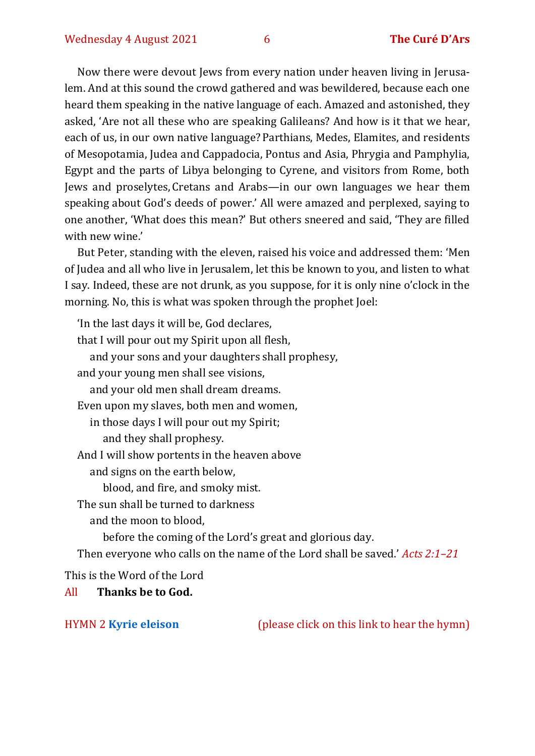Now there were devout Jews from every nation under heaven living in Jerusalem. And at this sound the crowd gathered and was bewildered, because each one heard them speaking in the native language of each. Amazed and astonished, they asked, 'Are not all these who are speaking Galileans? And how is it that we hear, each of us, in our own native language? Parthians, Medes, Elamites, and residents of Mesopotamia, Judea and Cappadocia, Pontus and Asia, Phrygia and Pamphylia, Egypt and the parts of Libya belonging to Cyrene, and visitors from Rome, both Jews and proselytes, Cretans and Arabs—in our own languages we hear them speaking about God's deeds of power.' All were amazed and perplexed, saying to one another, 'What does this mean?' But others sneered and said, 'They are filled with new wine.'

But Peter, standing with the eleven, raised his voice and addressed them: 'Men of Judea and all who live in Jerusalem, let this be known to you, and listen to what I say. Indeed, these are not drunk, as you suppose, for it is only nine o'clock in the morning. No, this is what was spoken through the prophet Joel:

'In the last days it will be, God declares,  
that I will pour out my Spirit upon all flesh,  
  and your sons and your daughters shall prophesy,  
and your young men shall see visions,  
  and your old men shall dream dreams.  
Even upon my slaves, both men and women,  
  in those days I will pour out my Spirit;  
    and they shall prophesy.  
And I will show portents in the heaven above  
  and signs on the earth below,  
    blood, and fire, and smoky mist.  
The sun shall be turned to darkness  
  and the moon to blood,  
    before the coming of the Lord's great and glorious day.  
Then everyone who calls on the name of the Lord shall be saved.' *Acts 2:1–21*

This is the Word of the Lord

All **Thanks be to God.**

HYMN 2 **Kyrie eleison** (please click on this link to hear the hymn)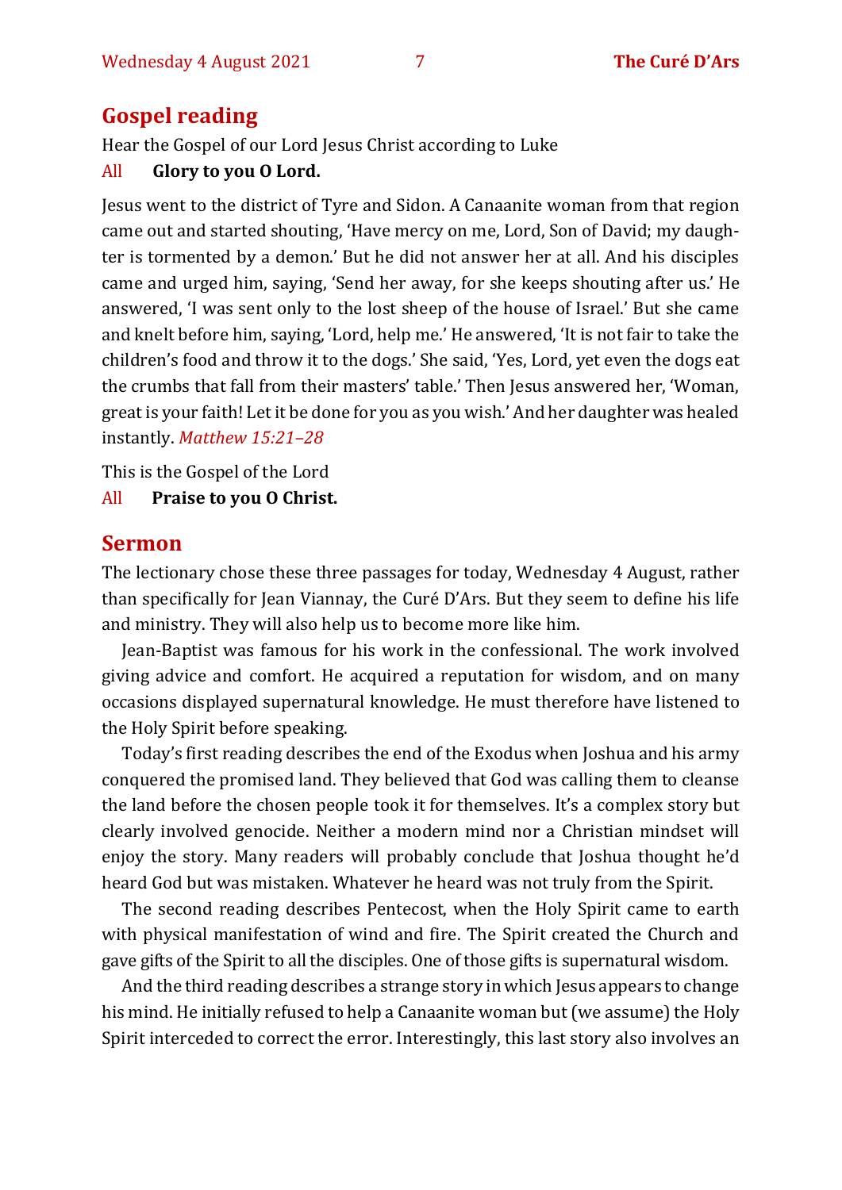## Gospel reading

Hear the Gospel of our Lord Jesus Christ according to Luke

All **Glory to you O Lord.**

Jesus went to the district of Tyre and Sidon. A Canaanite woman from that region came out and started shouting, 'Have mercy on me, Lord, Son of David; my daughter is tormented by a demon.' But he did not answer her at all. And his disciples came and urged him, saying, 'Send her away, for she keeps shouting after us.' He answered, 'I was sent only to the lost sheep of the house of Israel.' But she came and knelt before him, saying, 'Lord, help me.' He answered, 'It is not fair to take the children's food and throw it to the dogs.' She said, 'Yes, Lord, yet even the dogs eat the crumbs that fall from their masters' table.' Then Jesus answered her, 'Woman, great is your faith! Let it be done for you as you wish.' And her daughter was healed instantly. *Matthew 15:21–28*

This is the Gospel of the Lord

All **Praise to you O Christ.**

## Sermon

The lectionary chose these three passages for today, Wednesday 4 August, rather than specifically for Jean Viannay, the Curé D'Ars. But they seem to define his life and ministry. They will also help us to become more like him.

Jean-Baptist was famous for his work in the confessional. The work involved giving advice and comfort. He acquired a reputation for wisdom, and on many occasions displayed supernatural knowledge. He must therefore have listened to the Holy Spirit before speaking.

Today's first reading describes the end of the Exodus when Joshua and his army conquered the promised land. They believed that God was calling them to cleanse the land before the chosen people took it for themselves. It's a complex story but clearly involved genocide. Neither a modern mind nor a Christian mindset will enjoy the story. Many readers will probably conclude that Joshua thought he'd heard God but was mistaken. Whatever he heard was not truly from the Spirit.

The second reading describes Pentecost, when the Holy Spirit came to earth with physical manifestation of wind and fire. The Spirit created the Church and gave gifts of the Spirit to all the disciples. One of those gifts is supernatural wisdom.

And the third reading describes a strange story in which Jesus appears to change his mind. He initially refused to help a Canaanite woman but (we assume) the Holy Spirit interceded to correct the error. Interestingly, this last story also involves an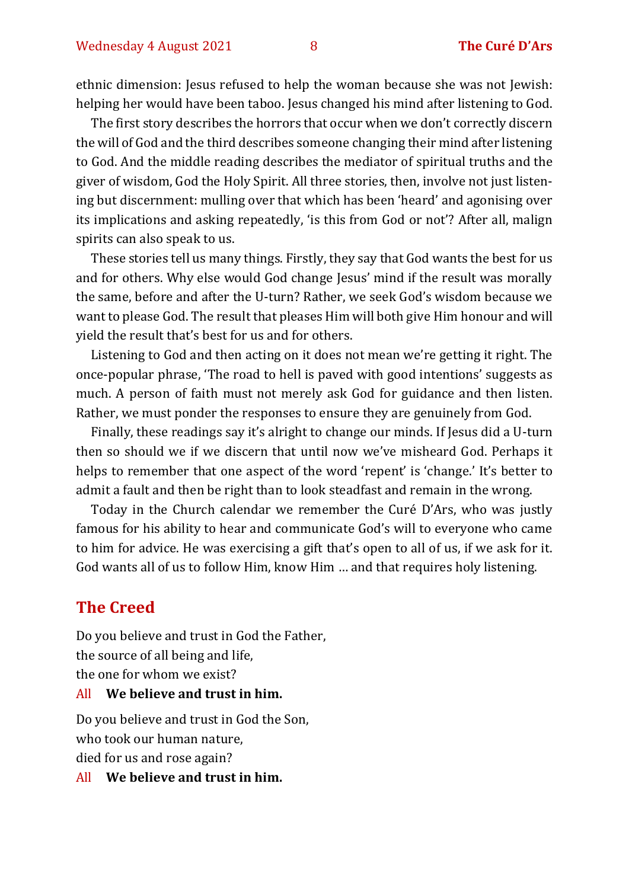ethnic dimension: Jesus refused to help the woman because she was not Jewish: helping her would have been taboo. Jesus changed his mind after listening to God.

The first story describes the horrors that occur when we don't correctly discern the will of God and the third describes someone changing their mind after listening to God. And the middle reading describes the mediator of spiritual truths and the giver of wisdom, God the Holy Spirit. All three stories, then, involve not just listening but discernment: mulling over that which has been 'heard' and agonising over its implications and asking repeatedly, 'is this from God or not'? After all, malign spirits can also speak to us.

These stories tell us many things. Firstly, they say that God wants the best for us and for others. Why else would God change Jesus' mind if the result was morally the same, before and after the U-turn? Rather, we seek God's wisdom because we want to please God. The result that pleases Him will both give Him honour and will yield the result that's best for us and for others.

Listening to God and then acting on it does not mean we're getting it right. The once-popular phrase, 'The road to hell is paved with good intentions' suggests as much. A person of faith must not merely ask God for guidance and then listen. Rather, we must ponder the responses to ensure they are genuinely from God.

Finally, these readings say it's alright to change our minds. If Jesus did a U-turn then so should we if we discern that until now we've misheard God. Perhaps it helps to remember that one aspect of the word 'repent' is 'change.' It's better to admit a fault and then be right than to look steadfast and remain in the wrong.

Today in the Church calendar we remember the Curé D'Ars, who was justly famous for his ability to hear and communicate God's will to everyone who came to him for advice. He was exercising a gift that's open to all of us, if we ask for it. God wants all of us to follow Him, know Him … and that requires holy listening.

## The Creed

Do you believe and trust in God the Father,
the source of all being and life,
the one for whom we exist?

All **We believe and trust in him.**

Do you believe and trust in God the Son,
who took our human nature,
died for us and rose again?

All **We believe and trust in him.**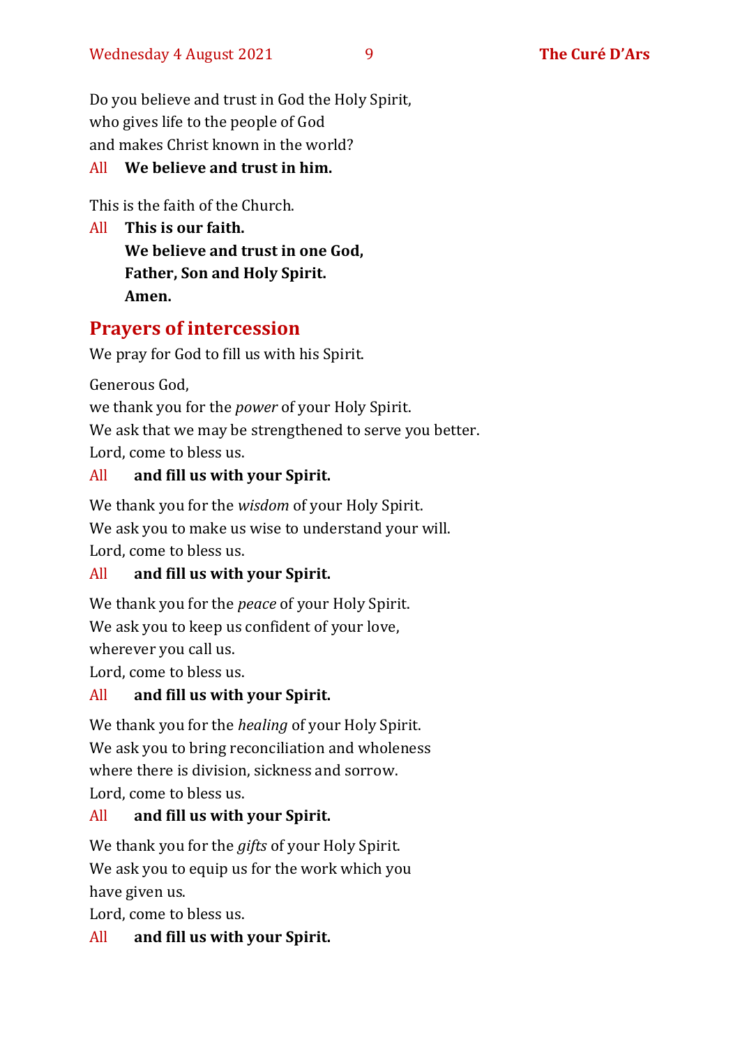Do you believe and trust in God the Holy Spirit,
who gives life to the people of God
and makes Christ known in the world?

All **We believe and trust in him.**

This is the faith of the Church.

All **This is our faith.**
**We believe and trust in one God,**
**Father, Son and Holy Spirit.**
**Amen.**

## Prayers of intercession

We pray for God to fill us with his Spirit.

Generous God,
we thank you for the *power* of your Holy Spirit.
We ask that we may be strengthened to serve you better.
Lord, come to bless us.

All **and fill us with your Spirit.**

We thank you for the *wisdom* of your Holy Spirit.
We ask you to make us wise to understand your will.
Lord, come to bless us.

All **and fill us with your Spirit.**

We thank you for the *peace* of your Holy Spirit.
We ask you to keep us confident of your love,
wherever you call us.
Lord, come to bless us.

All **and fill us with your Spirit.**

We thank you for the *healing* of your Holy Spirit.
We ask you to bring reconciliation and wholeness
where there is division, sickness and sorrow.
Lord, come to bless us.

All **and fill us with your Spirit.**

We thank you for the *gifts* of your Holy Spirit.
We ask you to equip us for the work which you
have given us.
Lord, come to bless us.

All **and fill us with your Spirit.**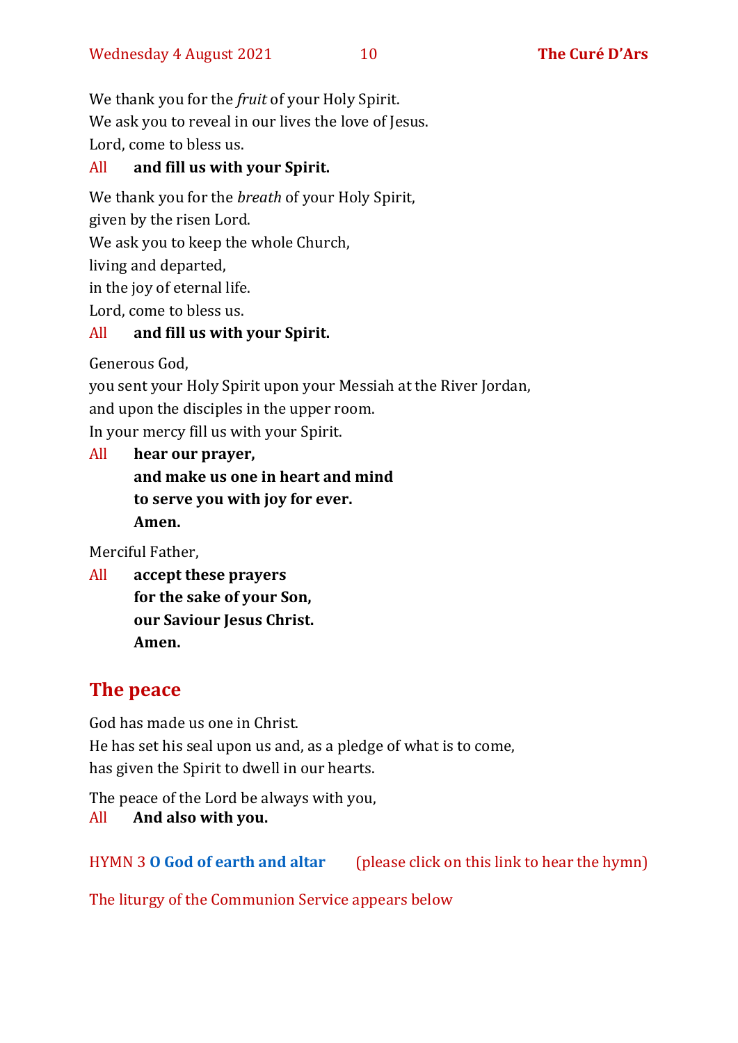We thank you for the *fruit* of your Holy Spirit.
We ask you to reveal in our lives the love of Jesus.
Lord, come to bless us.

All **and fill us with your Spirit.**

We thank you for the *breath* of your Holy Spirit,
given by the risen Lord.
We ask you to keep the whole Church,
living and departed,
in the joy of eternal life.
Lord, come to bless us.

All **and fill us with your Spirit.**

Generous God,
you sent your Holy Spirit upon your Messiah at the River Jordan,
and upon the disciples in the upper room.
In your mercy fill us with your Spirit.

All **hear our prayer,**
**and make us one in heart and mind**
**to serve you with joy for ever.**
**Amen.**

Merciful Father,

All **accept these prayers**
**for the sake of your Son,**
**our Saviour Jesus Christ.**
**Amen.**

## The peace

God has made us one in Christ.
He has set his seal upon us and, as a pledge of what is to come,
has given the Spirit to dwell in our hearts.

The peace of the Lord be always with you,
All **And also with you.**

HYMN 3 **O God of earth and altar** (please click on this link to hear the hymn)

The liturgy of the Communion Service appears below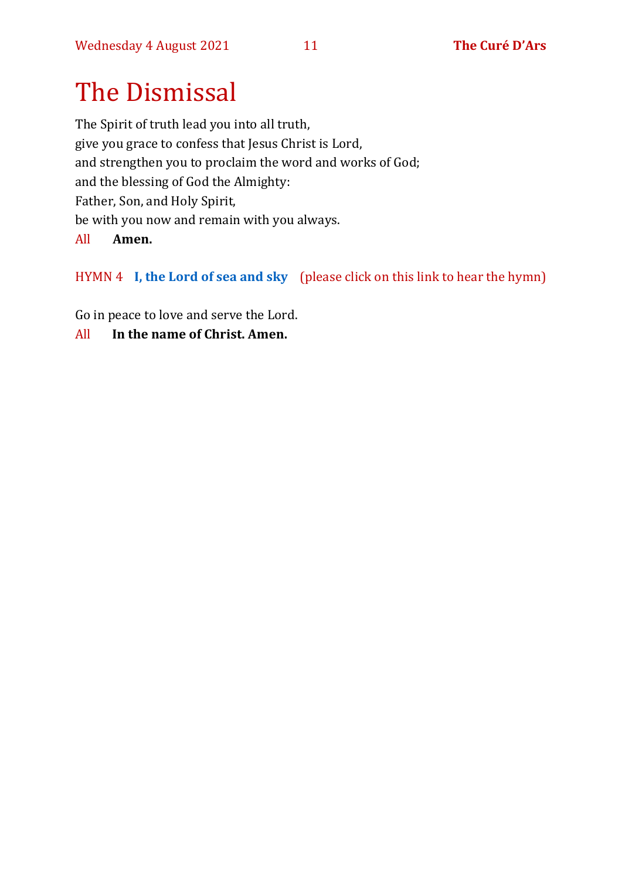# The Dismissal

The Spirit of truth lead you into all truth,
give you grace to confess that Jesus Christ is Lord,
and strengthen you to proclaim the word and works of God;
and the blessing of God the Almighty:
Father, Son, and Holy Spirit,
be with you now and remain with you always.

All **Amen.**

HYMN 4 **I, the Lord of sea and sky** (please click on this link to hear the hymn)

Go in peace to love and serve the Lord.

All **In the name of Christ. Amen.**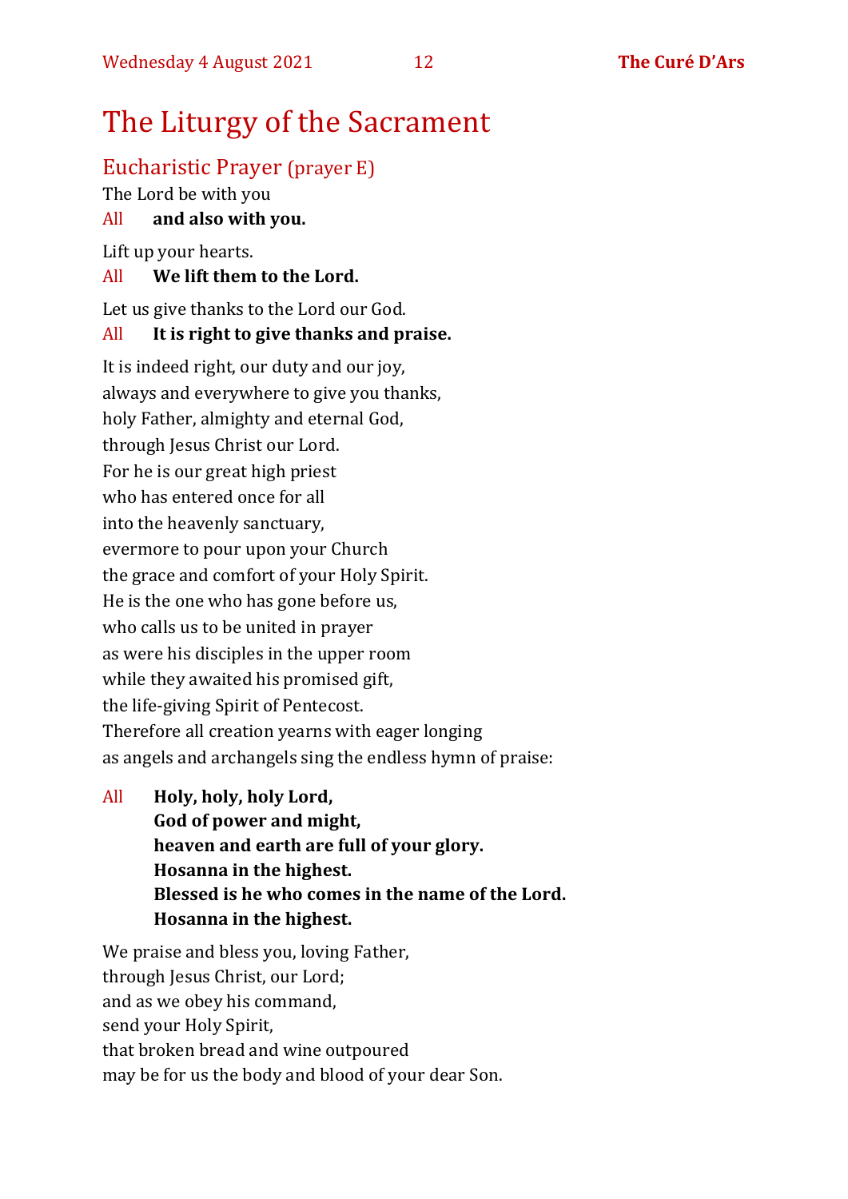# The Liturgy of the Sacrament

## Eucharistic Prayer (prayer E)

The Lord be with you

All **and also with you.**

Lift up your hearts.

All **We lift them to the Lord.**

Let us give thanks to the Lord our God.

All **It is right to give thanks and praise.**

It is indeed right, our duty and our joy,
always and everywhere to give you thanks,
holy Father, almighty and eternal God,
through Jesus Christ our Lord.
For he is our great high priest
who has entered once for all
into the heavenly sanctuary,
evermore to pour upon your Church
the grace and comfort of your Holy Spirit.
He is the one who has gone before us,
who calls us to be united in prayer
as were his disciples in the upper room
while they awaited his promised gift,
the life-giving Spirit of Pentecost.
Therefore all creation yearns with eager longing
as angels and archangels sing the endless hymn of praise:

All **Holy, holy, holy Lord,**
**God of power and might,**
**heaven and earth are full of your glory.**
**Hosanna in the highest.**
**Blessed is he who comes in the name of the Lord.**
**Hosanna in the highest.**

We praise and bless you, loving Father,
through Jesus Christ, our Lord;
and as we obey his command,
send your Holy Spirit,
that broken bread and wine outpoured
may be for us the body and blood of your dear Son.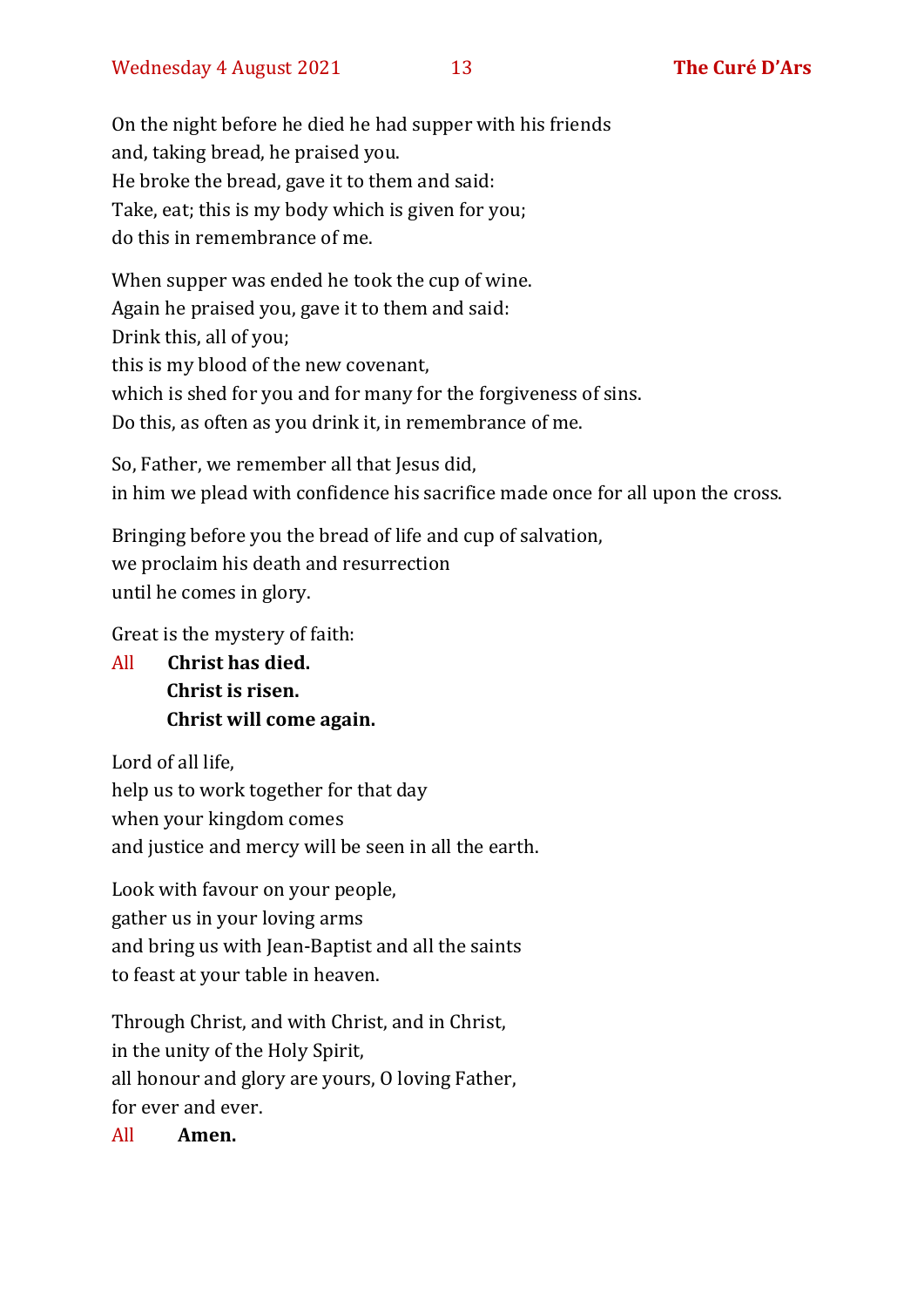On the night before he died he had supper with his friends
and, taking bread, he praised you.
He broke the bread, gave it to them and said:
Take, eat; this is my body which is given for you;
do this in remembrance of me.

When supper was ended he took the cup of wine.
Again he praised you, gave it to them and said:
Drink this, all of you;
this is my blood of the new covenant,
which is shed for you and for many for the forgiveness of sins.
Do this, as often as you drink it, in remembrance of me.

So, Father, we remember all that Jesus did,
in him we plead with confidence his sacrifice made once for all upon the cross.

Bringing before you the bread of life and cup of salvation,
we proclaim his death and resurrection
until he comes in glory.

Great is the mystery of faith:

All **Christ has died.**
**Christ is risen.**
**Christ will come again.**

Lord of all life,
help us to work together for that day
when your kingdom comes
and justice and mercy will be seen in all the earth.

Look with favour on your people,
gather us in your loving arms
and bring us with Jean-Baptist and all the saints
to feast at your table in heaven.

Through Christ, and with Christ, and in Christ,
in the unity of the Holy Spirit,
all honour and glory are yours, O loving Father,
for ever and ever.

All **Amen.**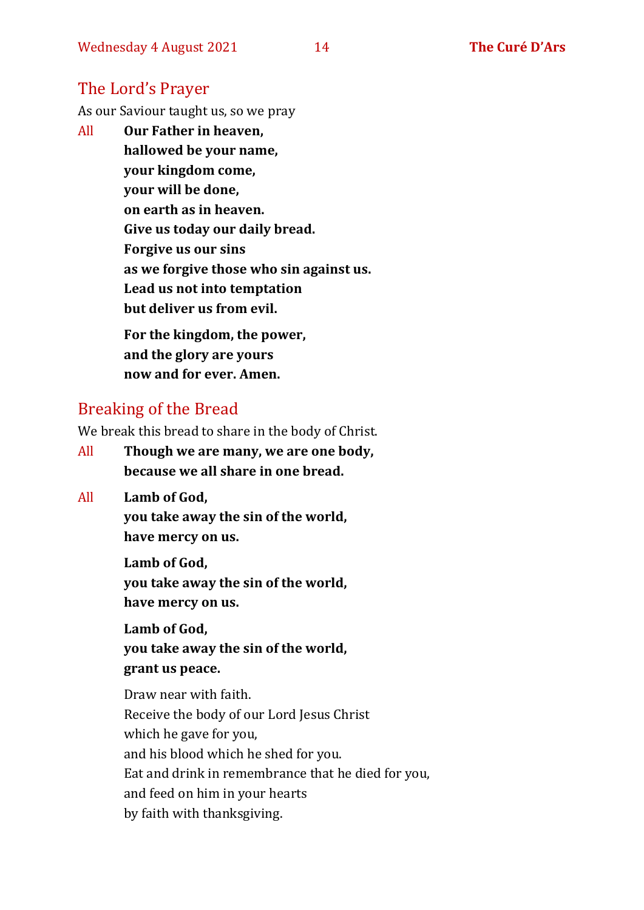## The Lord's Prayer

As our Saviour taught us, so we pray

All **Our Father in heaven,**
**hallowed be your name,**
**your kingdom come,**
**your will be done,**
**on earth as in heaven.**
**Give us today our daily bread.**
**Forgive us our sins**
**as we forgive those who sin against us.**
**Lead us not into temptation**
**but deliver us from evil.**

**For the kingdom, the power,**
**and the glory are yours**
**now and for ever. Amen.**

## Breaking of the Bread

We break this bread to share in the body of Christ.

All **Though we are many, we are one body,**
**because we all share in one bread.**

All **Lamb of God,**
**you take away the sin of the world,**
**have mercy on us.**

**Lamb of God,**
**you take away the sin of the world,**
**have mercy on us.**

**Lamb of God,**
**you take away the sin of the world,**
**grant us peace.**

Draw near with faith.
Receive the body of our Lord Jesus Christ
which he gave for you,
and his blood which he shed for you.
Eat and drink in remembrance that he died for you,
and feed on him in your hearts
by faith with thanksgiving.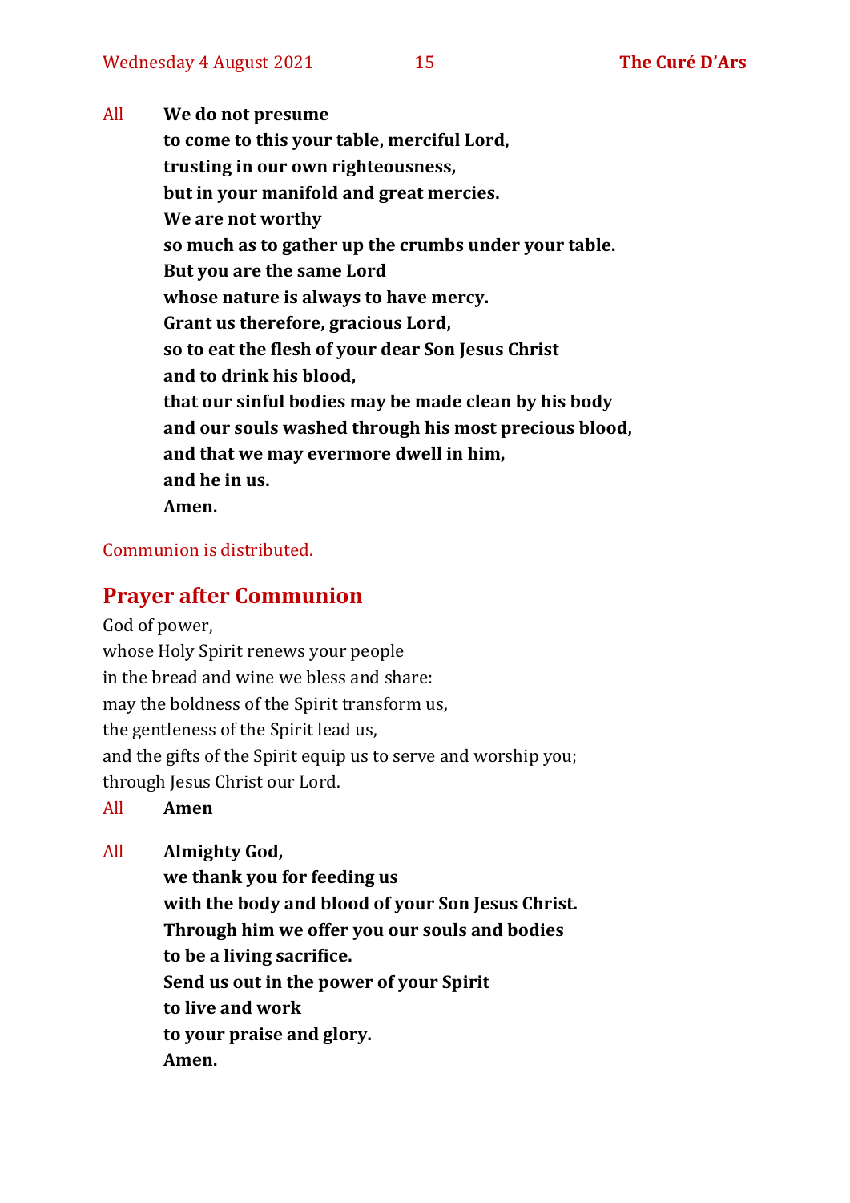All **We do not presume**
**to come to this your table, merciful Lord,**
**trusting in our own righteousness,**
**but in your manifold and great mercies.**
**We are not worthy**
**so much as to gather up the crumbs under your table.**
**But you are the same Lord**
**whose nature is always to have mercy.**
**Grant us therefore, gracious Lord,**
**so to eat the flesh of your dear Son Jesus Christ**
**and to drink his blood,**
**that our sinful bodies may be made clean by his body**
**and our souls washed through his most precious blood,**
**and that we may evermore dwell in him,**
**and he in us.**
**Amen.**

Communion is distributed.

## Prayer after Communion

God of power,
whose Holy Spirit renews your people
in the bread and wine we bless and share:
may the boldness of the Spirit transform us,
the gentleness of the Spirit lead us,
and the gifts of the Spirit equip us to serve and worship you;
through Jesus Christ our Lord.

All **Amen**

All **Almighty God,**
**we thank you for feeding us**
**with the body and blood of your Son Jesus Christ.**
**Through him we offer you our souls and bodies**
**to be a living sacrifice.**
**Send us out in the power of your Spirit**
**to live and work**
**to your praise and glory.**
**Amen.**